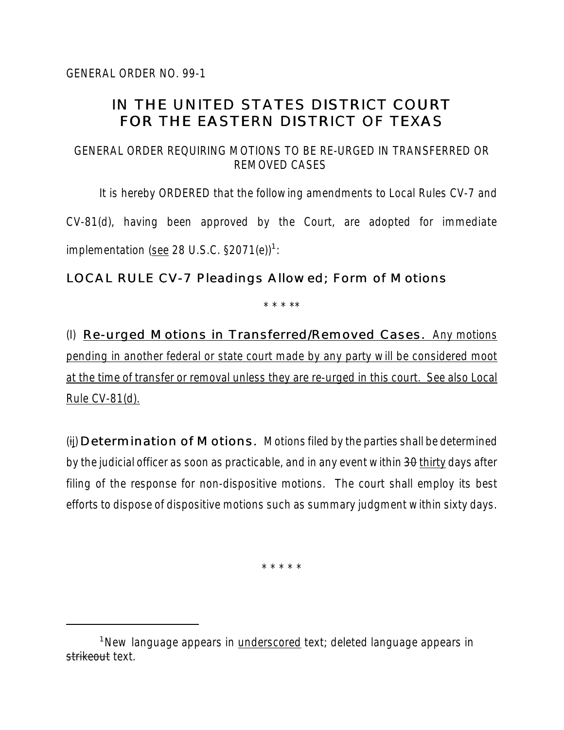GENERAL ORDER NO. 99-1

# IN THE UNITED STATES DISTRICT COURT FOR THE EASTERN DISTRICT OF TEXAS

## GENERAL ORDER REQUIRING MOTIONS TO BE RE-URGED IN TRANSFERRED OR REMOVED CASES

It is hereby ORDERED that the following amendments to Local Rules CV-7 and CV-81(d), having been approved by the Court, are adopted for immediate implementation (<u>see</u> 28 U.S.C. §2071(e))[1]:

### LOCAL RULE CV-7 Pleadings Allowed; Form of Motions

\* \* \* \* \*

(I) <u>**Re-urged Motions in Transferred/Removed Cases.** Any motions pending in another federal or state court made by any party will be considered moot at the time of transfer or removal unless they are re-urged in this court. See also Local Rule CV-81(d).</u>

(~~i~~<u>j</u>) **Determination of Motions.** Motions filed by the parties shall be determined by the judicial officer as soon as practicable, and in any event within ~~30~~ <u>thirty</u> days after filing of the response for non-dispositive motions. The court shall employ its best efforts to dispose of dispositive motions such as summary judgment within sixty days.

\* \* \* \* \*

---

[1]New language appears in <u>underscored</u> text; deleted language appears in ~~strikeout~~ text.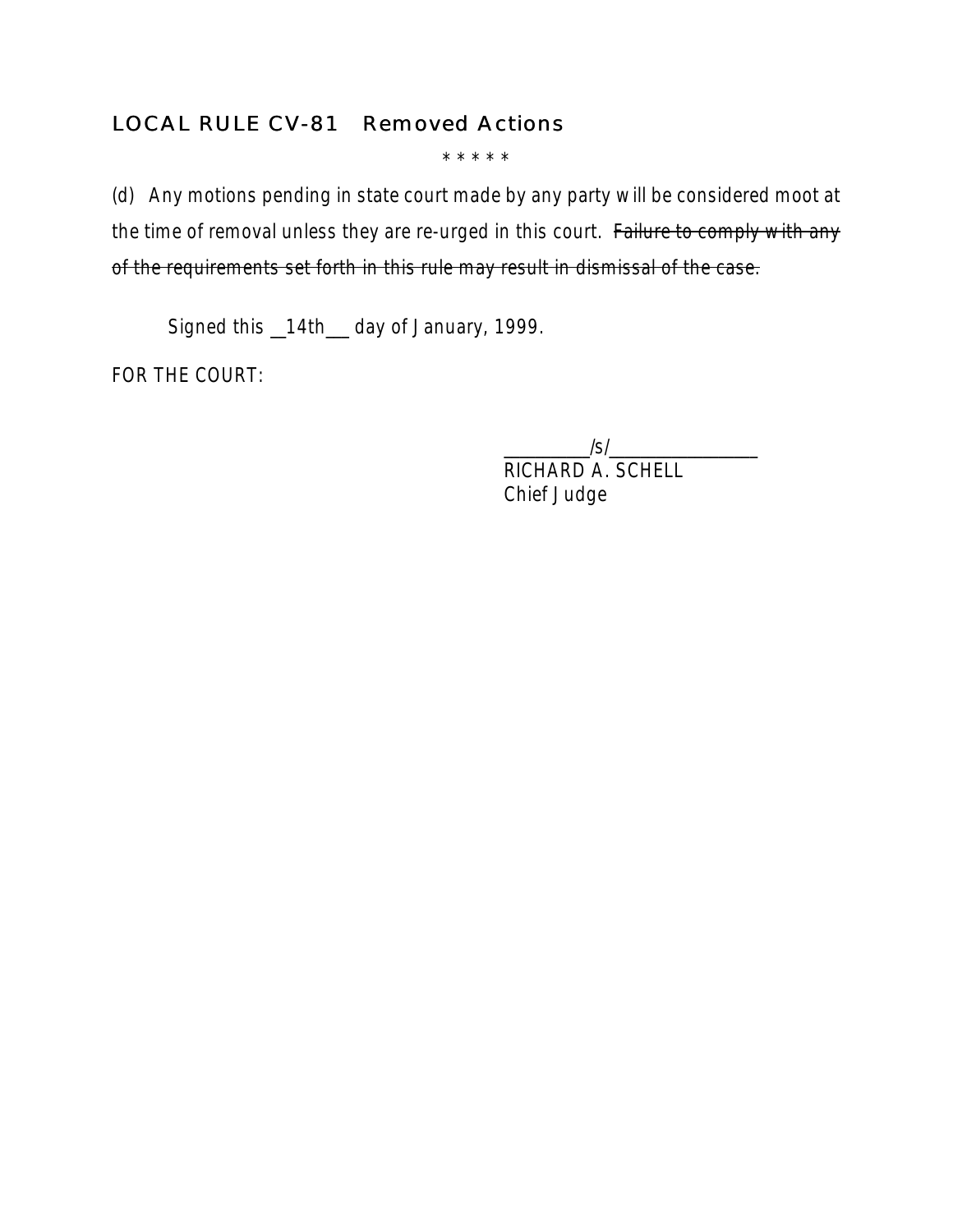## LOCAL RULE CV-81 Removed Actions

\* \* \* \* \*

(d) Any motions pending in state court made by any party will be considered moot at the time of removal unless they are re-urged in this court. ~~Failure to comply with any of the requirements set forth in this rule may result in dismissal of the case.~~

Signed this \_\_14th\_\_\_ day of January, 1999.

FOR THE COURT:

\_\_\_\_\_\_\_\_\_/s/\_\_\_\_\_\_\_\_\_\_\_\_\_\_\_\_
RICHARD A. SCHELL
Chief Judge